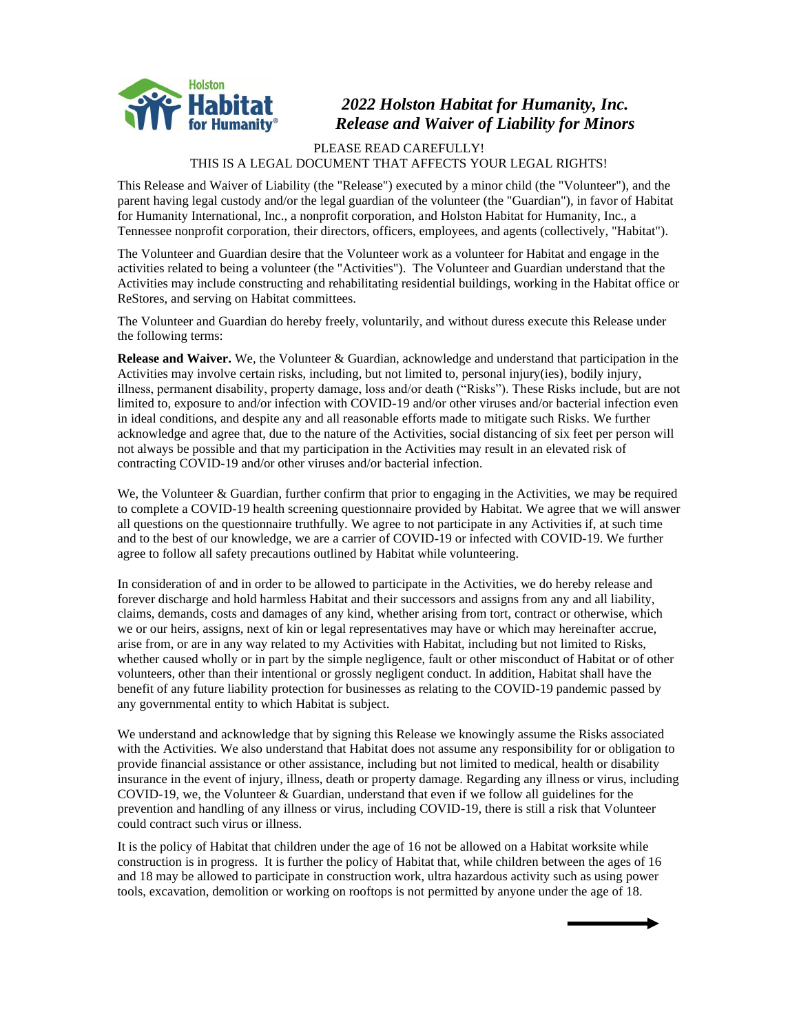# *2022 Holston Habitat for Humanity, Inc. Release and Waiver of Liability for Minors*

PLEASE READ CAREFULLY!
THIS IS A LEGAL DOCUMENT THAT AFFECTS YOUR LEGAL RIGHTS!

This Release and Waiver of Liability (the "Release") executed by a minor child (the "Volunteer"), and the parent having legal custody and/or the legal guardian of the volunteer (the "Guardian"), in favor of Habitat for Humanity International, Inc., a nonprofit corporation, and Holston Habitat for Humanity, Inc., a Tennessee nonprofit corporation, their directors, officers, employees, and agents (collectively, "Habitat").

The Volunteer and Guardian desire that the Volunteer work as a volunteer for Habitat and engage in the activities related to being a volunteer (the "Activities"). The Volunteer and Guardian understand that the Activities may include constructing and rehabilitating residential buildings, working in the Habitat office or ReStores, and serving on Habitat committees.

The Volunteer and Guardian do hereby freely, voluntarily, and without duress execute this Release under the following terms:

**Release and Waiver.** We, the Volunteer & Guardian, acknowledge and understand that participation in the Activities may involve certain risks, including, but not limited to, personal injury(ies), bodily injury, illness, permanent disability, property damage, loss and/or death ("Risks"). These Risks include, but are not limited to, exposure to and/or infection with COVID-19 and/or other viruses and/or bacterial infection even in ideal conditions, and despite any and all reasonable efforts made to mitigate such Risks. We further acknowledge and agree that, due to the nature of the Activities, social distancing of six feet per person will not always be possible and that my participation in the Activities may result in an elevated risk of contracting COVID-19 and/or other viruses and/or bacterial infection.

We, the Volunteer & Guardian, further confirm that prior to engaging in the Activities, we may be required to complete a COVID-19 health screening questionnaire provided by Habitat. We agree that we will answer all questions on the questionnaire truthfully. We agree to not participate in any Activities if, at such time and to the best of our knowledge, we are a carrier of COVID-19 or infected with COVID-19. We further agree to follow all safety precautions outlined by Habitat while volunteering.

In consideration of and in order to be allowed to participate in the Activities, we do hereby release and forever discharge and hold harmless Habitat and their successors and assigns from any and all liability, claims, demands, costs and damages of any kind, whether arising from tort, contract or otherwise, which we or our heirs, assigns, next of kin or legal representatives may have or which may hereinafter accrue, arise from, or are in any way related to my Activities with Habitat, including but not limited to Risks, whether caused wholly or in part by the simple negligence, fault or other misconduct of Habitat or of other volunteers, other than their intentional or grossly negligent conduct. In addition, Habitat shall have the benefit of any future liability protection for businesses as relating to the COVID-19 pandemic passed by any governmental entity to which Habitat is subject.

We understand and acknowledge that by signing this Release we knowingly assume the Risks associated with the Activities. We also understand that Habitat does not assume any responsibility for or obligation to provide financial assistance or other assistance, including but not limited to medical, health or disability insurance in the event of injury, illness, death or property damage. Regarding any illness or virus, including COVID-19, we, the Volunteer & Guardian, understand that even if we follow all guidelines for the prevention and handling of any illness or virus, including COVID-19, there is still a risk that Volunteer could contract such virus or illness.

It is the policy of Habitat that children under the age of 16 not be allowed on a Habitat worksite while construction is in progress. It is further the policy of Habitat that, while children between the ages of 16 and 18 may be allowed to participate in construction work, ultra hazardous activity such as using power tools, excavation, demolition or working on rooftops is not permitted by anyone under the age of 18.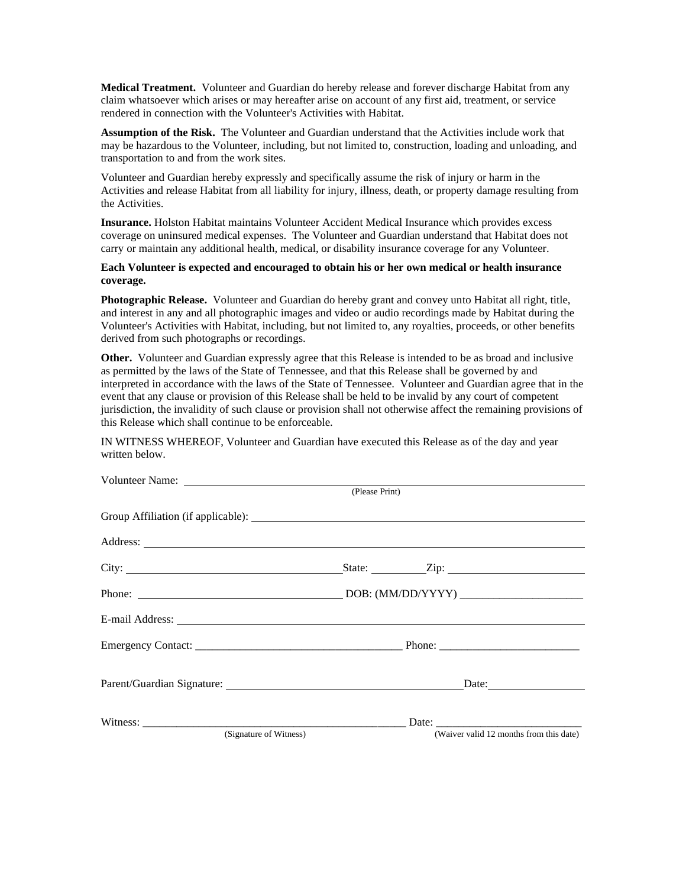**Medical Treatment.** Volunteer and Guardian do hereby release and forever discharge Habitat from any claim whatsoever which arises or may hereafter arise on account of any first aid, treatment, or service rendered in connection with the Volunteer's Activities with Habitat.

**Assumption of the Risk.** The Volunteer and Guardian understand that the Activities include work that may be hazardous to the Volunteer, including, but not limited to, construction, loading and unloading, and transportation to and from the work sites.

Volunteer and Guardian hereby expressly and specifically assume the risk of injury or harm in the Activities and release Habitat from all liability for injury, illness, death, or property damage resulting from the Activities.

**Insurance.** Holston Habitat maintains Volunteer Accident Medical Insurance which provides excess coverage on uninsured medical expenses. The Volunteer and Guardian understand that Habitat does not carry or maintain any additional health, medical, or disability insurance coverage for any Volunteer.

**Each Volunteer is expected and encouraged to obtain his or her own medical or health insurance coverage.**

**Photographic Release.** Volunteer and Guardian do hereby grant and convey unto Habitat all right, title, and interest in any and all photographic images and video or audio recordings made by Habitat during the Volunteer's Activities with Habitat, including, but not limited to, any royalties, proceeds, or other benefits derived from such photographs or recordings.

**Other.** Volunteer and Guardian expressly agree that this Release is intended to be as broad and inclusive as permitted by the laws of the State of Tennessee, and that this Release shall be governed by and interpreted in accordance with the laws of the State of Tennessee. Volunteer and Guardian agree that in the event that any clause or provision of this Release shall be held to be invalid by any court of competent jurisdiction, the invalidity of such clause or provision shall not otherwise affect the remaining provisions of this Release which shall continue to be enforceable.

IN WITNESS WHEREOF, Volunteer and Guardian have executed this Release as of the day and year written below.

Volunteer Name: ______________________________________________
(Please Print)

Group Affiliation (if applicable): ______________________________________________

Address: ______________________________________________

City: ______________________ State: __________ Zip: ______________________

Phone: ______________________ DOB: (MM/DD/YYYY) ______________________

E-mail Address: ______________________________________________

Emergency Contact: ______________________ Phone: ______________________

Parent/Guardian Signature: ______________________ Date: __________________

Witness: ______________________ Date: ______________________
(Signature of Witness) (Waiver valid 12 months from this date)